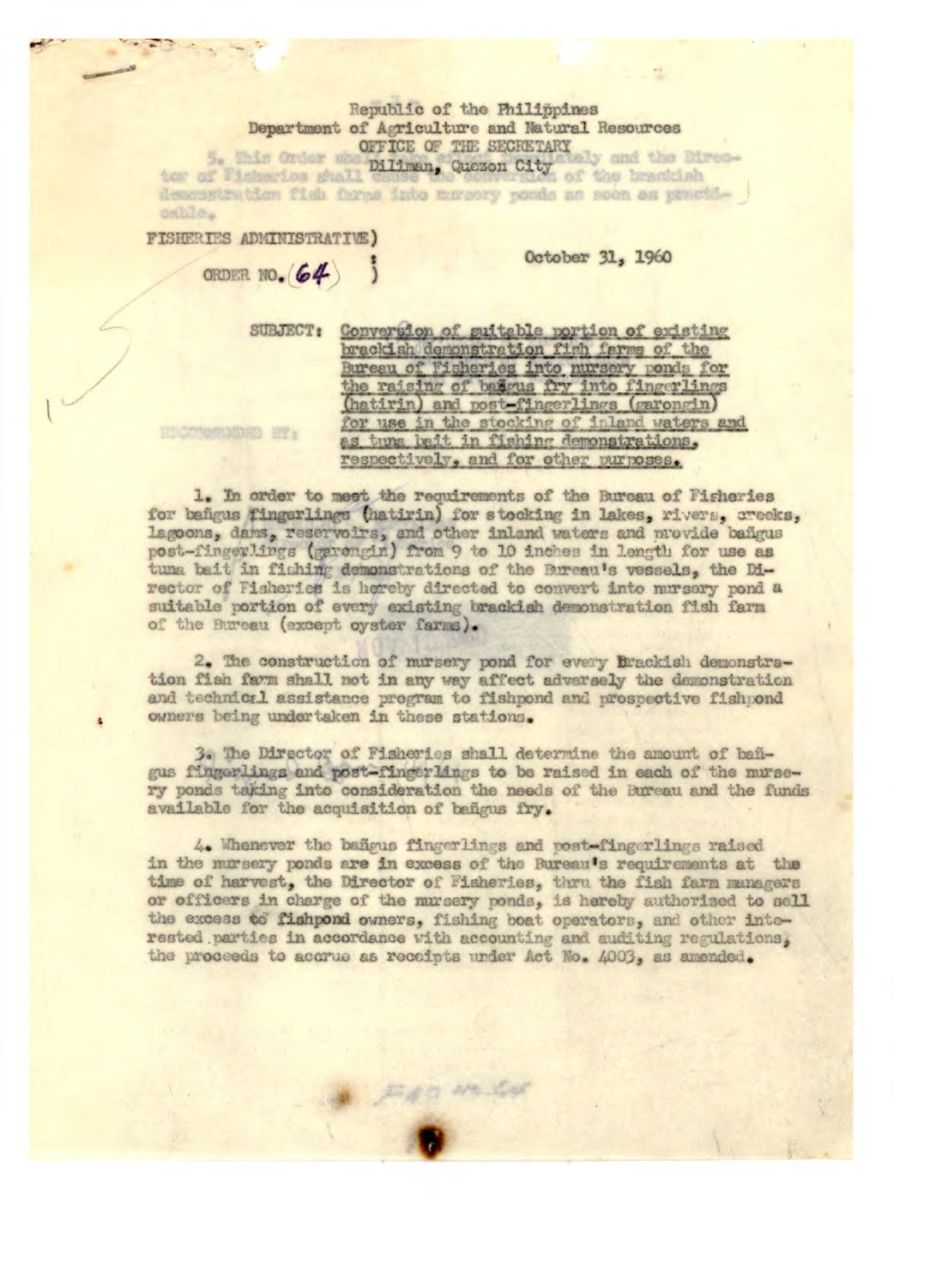Republic of the Philippines
Department of Agriculture and Natural Resources
OFFICE OF THE SECRETARY
Diliman, Quezon City

FISHERIES ADMINISTRATIVE)
ORDER NO. (64) )

October 31, 1960

SUBJECT: Conversion of suitable portion of existing brackish demonstration fish farms of the Bureau of Fisheries into nursery ponds for the raising of bañgus fry into fingerlings (hatirin) and post-fingerlings (garongin) for use in the stocking of inland waters and as tuna bait in fishing demonstrations, respectively, and for other purposes.

1. In order to meet the requirements of the Bureau of Fisheries for bañgus fingerlings (hatirin) for stocking in lakes, rivers, creeks, lagoons, dams, reservoirs, and other inland waters and provide bañgus post-fingerlings (garongin) from 9 to 10 inches in length for use as tuna bait in fishing demonstrations of the Bureau's vessels, the Director of Fisheries is hereby directed to convert into nursery pond a suitable portion of every existing brackish demonstration fish farm of the Bureau (except oyster farms).

2. The construction of nursery pond for every Brackish demonstration fish farm shall not in any way affect adversely the demonstration and technical assistance program to fishpond and prospective fishpond owners being undertaken in these stations.

3. The Director of Fisheries shall determine the amount of bañgus fingerlings and post-fingerlings to be raised in each of the nursery ponds taking into consideration the needs of the Bureau and the funds available for the acquisition of bañgus fry.

4. Whenever the bañgus fingerlings and post-fingerlings raised in the nursery ponds are in excess of the Bureau's requirements at the time of harvest, the Director of Fisheries, thru the fish farm managers or officers in charge of the nursery ponds, is hereby authorized to sell the excess to fishpond owners, fishing boat operators, and other interested parties in accordance with accounting and auditing regulations, the proceeds to accrue as receipts under Act No. 4003, as amended.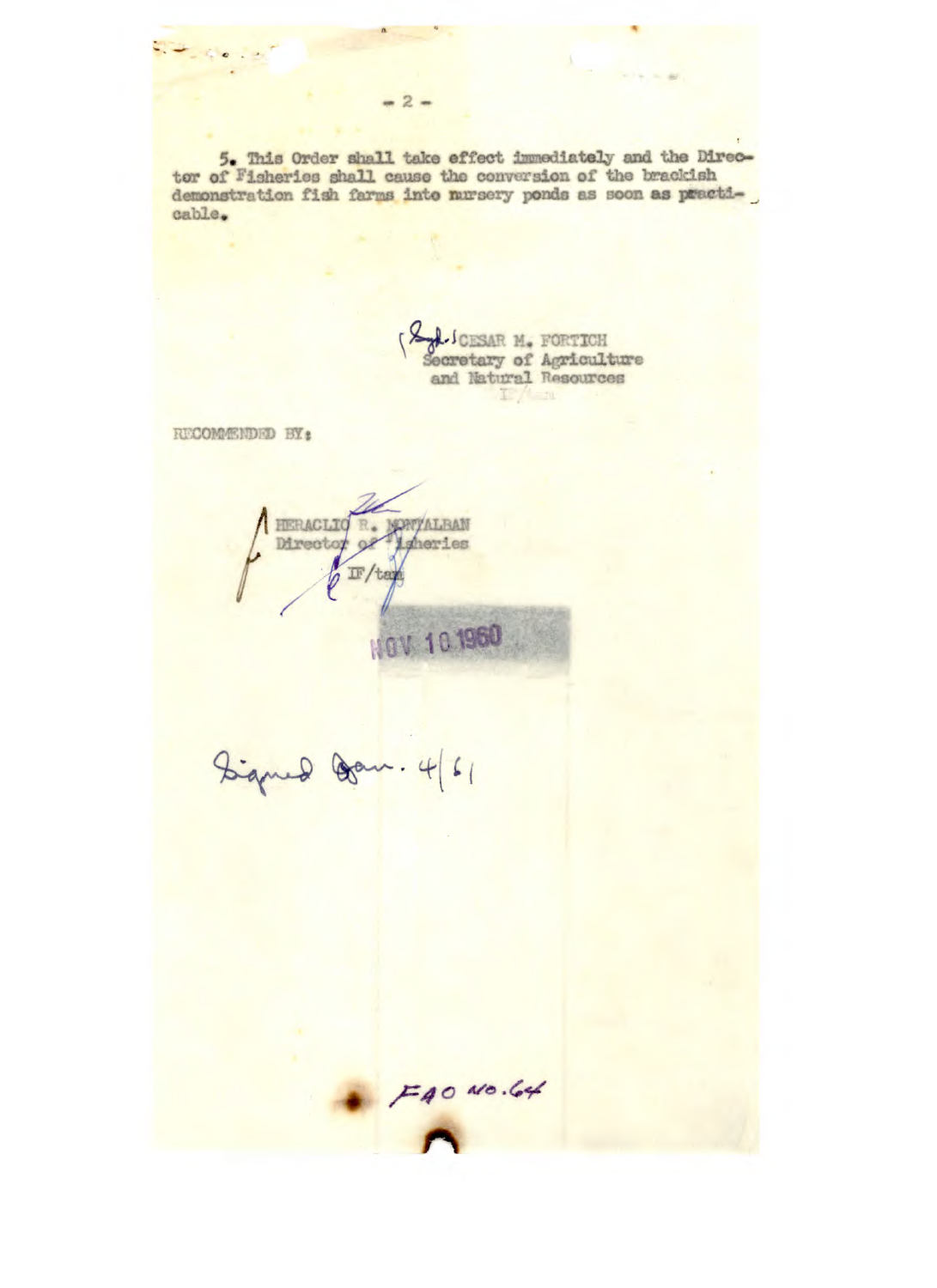5. This Order shall take effect immediately and the Director of Fisheries shall cause the conversion of the brackish demonstration fish farms into nursery ponds as soon as practicable.

(Sgd.) CESAR M. FORTICH
Secretary of Agriculture
and Natural Resources

RECOMMENDED BY:

HERACLIO R. MONTALBAN
Director of Fisheries

IF/tam

NOV 10 1960

Signed Jan. 4/61

FAO No. 64